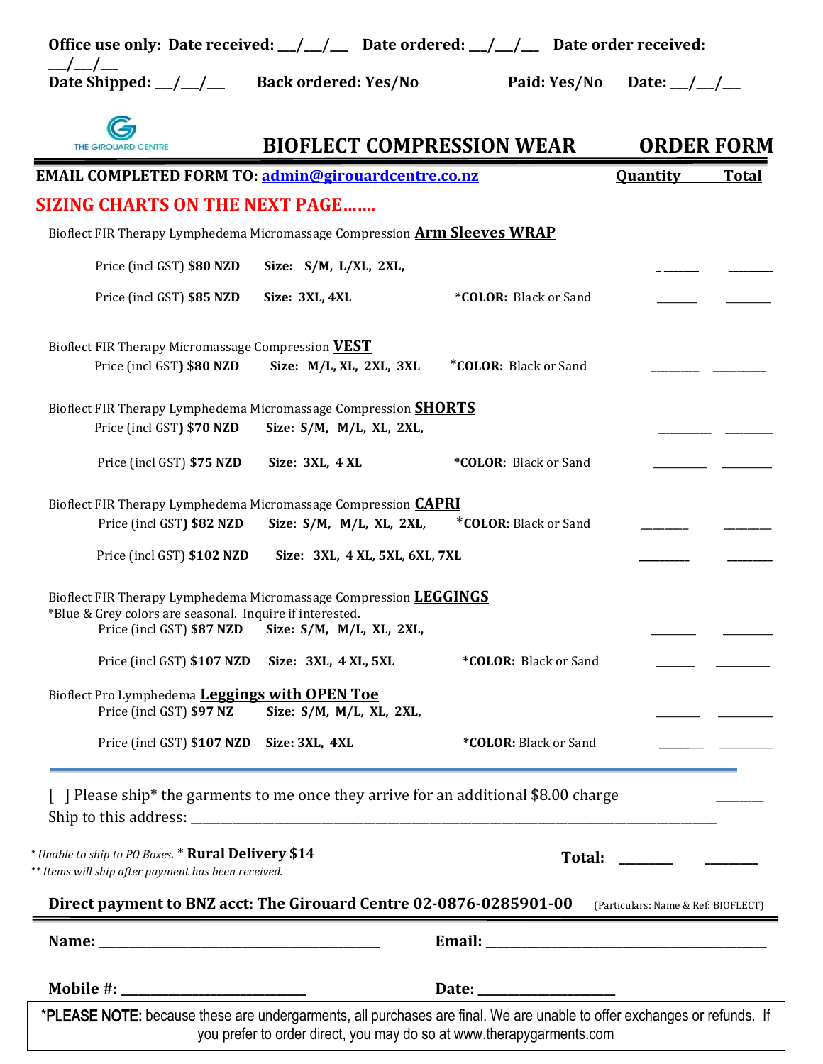**Office use only: Date received: \_\_/\_\_/\_\_ Date ordered: \_\_/\_\_/\_\_ Date order received: \_\_/\_\_/\_\_**
**Date Shipped: \_\_/\_\_/\_\_ Back ordered: Yes/No Paid: Yes/No Date: \_\_/\_\_/\_\_**

THE GIROUARD CENTRE

# BIOFLECT COMPRESSION WEAR ORDER FORM

**EMAIL COMPLETED FORM TO: admin@girouardcentre.co.nz** **Quantity** **Total**

**SIZING CHARTS ON THE NEXT PAGE…….**

Bioflect FIR Therapy Lymphedema Micromassage Compression **Arm Sleeves WRAP**

| Price | Size | Color | Quantity | Total |
|---|---|---|---|---|
| Price (incl GST) **$80 NZD** | **Size: S/M, L/XL, 2XL,** | | \_\_\_\_\_\_ | \_\_\_\_\_\_ |
| Price (incl GST) **$85 NZD** | **Size: 3XL, 4XL** | ***COLOR:** Black or Sand | \_\_\_\_\_\_ | \_\_\_\_\_\_ |

Bioflect FIR Therapy Micromassage Compression **VEST**

| Price | Size | Color | Quantity | Total |
|---|---|---|---|---|
| Price (incl GST**) $80 NZD** | **Size: M/L, XL, 2XL, 3XL** | ***COLOR:** Black or Sand | \_\_\_\_\_\_ | \_\_\_\_\_\_ |

Bioflect FIR Therapy Lymphedema Micromassage Compression **SHORTS**

| Price | Size | Color | Quantity | Total |
|---|---|---|---|---|
| Price (incl GST**) $70 NZD** | **Size: S/M, M/L, XL, 2XL,** | | \_\_\_\_\_\_ | \_\_\_\_\_\_ |
| Price (incl GST) **$75 NZD** | **Size: 3XL, 4 XL** | ***COLOR:** Black or Sand | \_\_\_\_\_\_ | \_\_\_\_\_\_ |

Bioflect FIR Therapy Lymphedema Micromassage Compression **CAPRI**

| Price | Size | Color | Quantity | Total |
|---|---|---|---|---|
| Price (incl GST**) $82 NZD** | **Size: S/M, M/L, XL, 2XL,** | ***COLOR:** Black or Sand | \_\_\_\_\_\_ | \_\_\_\_\_\_ |
| Price (incl GST) **$102 NZD** | **Size: 3XL, 4 XL, 5XL, 6XL, 7XL** | | \_\_\_\_\_\_ | \_\_\_\_\_\_ |

Bioflect FIR Therapy Lymphedema Micromassage Compression **LEGGINGS**
*Blue & Grey colors are seasonal. Inquire if interested.

| Price | Size | Color | Quantity | Total |
|---|---|---|---|---|
| Price (incl GST) **$87 NZD** | **Size: S/M, M/L, XL, 2XL,** | | \_\_\_\_\_\_ | \_\_\_\_\_\_ |
| Price (incl GST) **$107 NZD** | **Size: 3XL, 4 XL, 5XL** | ***COLOR:** Black or Sand | \_\_\_\_\_\_ | \_\_\_\_\_\_ |

Bioflect Pro Lymphedema **Leggings with OPEN Toe**

| Price | Size | Color | Quantity | Total |
|---|---|---|---|---|
| Price (incl GST) **$97 NZ** | **Size: S/M, M/L, XL, 2XL,** | | \_\_\_\_\_\_ | \_\_\_\_\_\_ |
| Price (incl GST) **$107 NZD** | **Size: 3XL, 4XL** | ***COLOR:** Black or Sand | \_\_\_\_\_\_ | \_\_\_\_\_\_ |

---

[ ] Please ship* the garments to me once they arrive for an additional $8.00 charge \_\_\_\_\_\_
Ship to this address: \_\_\_\_\_\_\_\_\_\_\_\_\_\_\_\_\_\_\_\_\_\_\_\_\_\_\_\_\_\_\_\_\_\_\_\_\_\_\_\_\_\_\_\_\_\_\_\_\_\_\_\_\_\_\_\_\_\_

*\* Unable to ship to PO Boxes.* \* **Rural Delivery $14** **Total:** \_\_\_\_\_\_ \_\_\_\_\_\_
*\*\* Items will ship after payment has been received.*

**Direct payment to BNZ acct: The Girouard Centre 02-0876-0285901-00** (Particulars: Name & Ref: BIOFLECT)

**Name:** \_\_\_\_\_\_\_\_\_\_\_\_\_\_\_\_\_\_\_\_\_\_\_\_\_\_\_\_\_\_\_\_\_\_ **Email:** \_\_\_\_\_\_\_\_\_\_\_\_\_\_\_\_\_\_\_\_\_\_\_\_\_\_\_\_\_\_\_\_\_\_

**Mobile #:** \_\_\_\_\_\_\_\_\_\_\_\_\_\_\_\_\_\_\_\_\_\_ **Date:** \_\_\_\_\_\_\_\_\_\_\_\_\_\_\_\_

*__PLEASE NOTE:__ because these are undergarments, all purchases are final. We are unable to offer exchanges or refunds. If you prefer to order direct, you may do so at www.therapygarments.com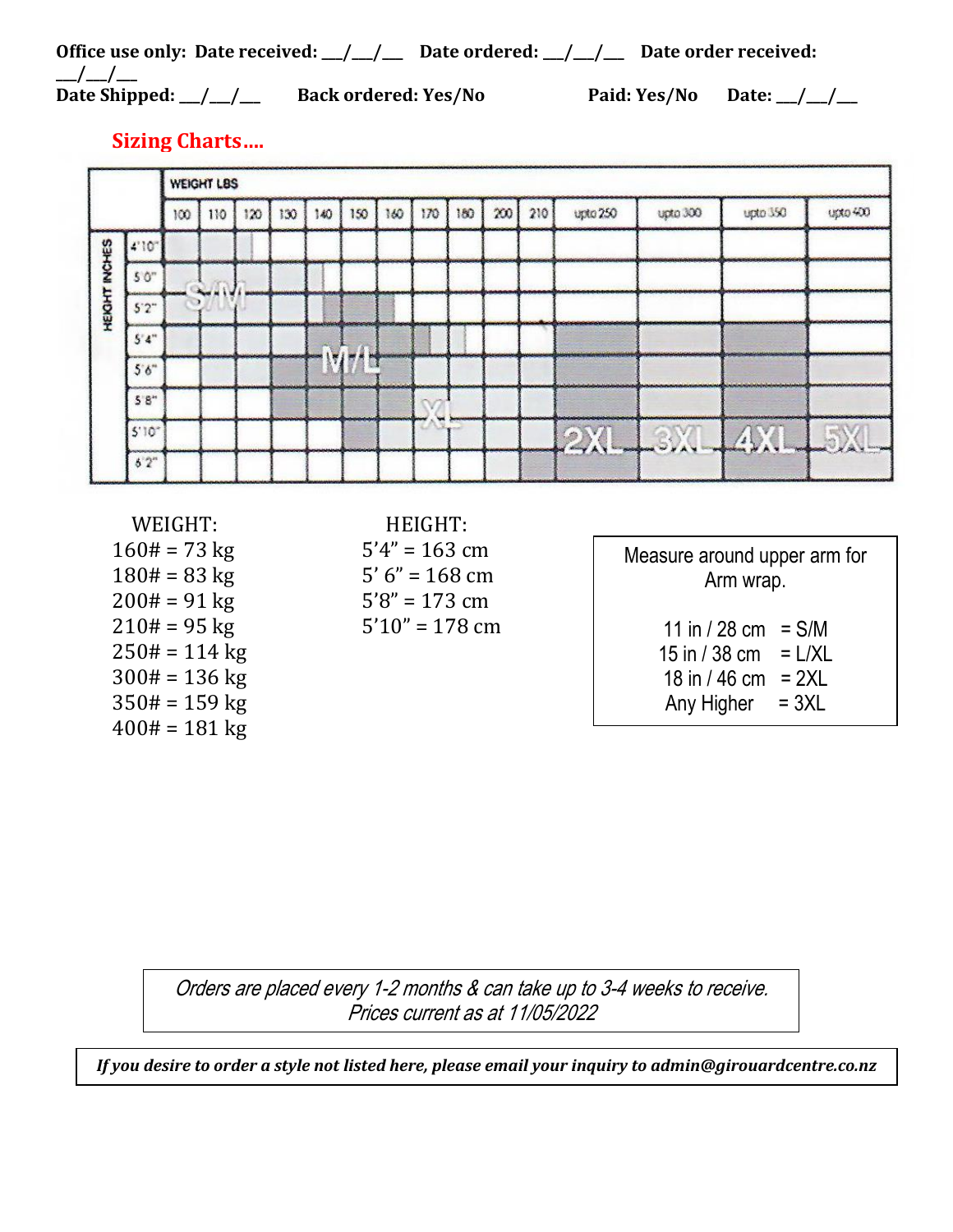**Office use only: Date received: \_\_/\_\_/\_\_ Date ordered: \_\_/\_\_/\_\_ Date order received: \_\_/\_\_/\_\_**
**Date Shipped: \_\_/\_\_/\_\_ Back ordered: Yes/No Paid: Yes/No Date: \_\_/\_\_/\_\_**

## Sizing Charts….

WEIGHT LBS

100 110 120 130 140 150 160 170 180 200 210 upto 250 upto 300 upto 350 upto 400

HEIGHT INCHES

4'10" 5'0" 5'2" 5'4" 5'6" 5'8" 5'10" 6'2"

S/M

M/L

XL

2XL 3XL 4XL 5XL

WEIGHT:
160# = 73 kg
180# = 83 kg
200# = 91 kg
210# = 95 kg
250# = 114 kg
300# = 136 kg
350# = 159 kg
400# = 181 kg

HEIGHT:
5'4" = 163 cm
5' 6" = 168 cm
5'8" = 173 cm
5'10" = 178 cm

Measure around upper arm for Arm wrap.

11 in / 28 cm = S/M
15 in / 38 cm = L/XL
18 in / 46 cm = 2XL
Any Higher = 3XL

*Orders are placed every 1-2 months & can take up to 3-4 weeks to receive.*
*Prices current as at 11/05/2022*

***If you desire to order a style not listed here, please email your inquiry to admin@girouardcentre.co.nz***